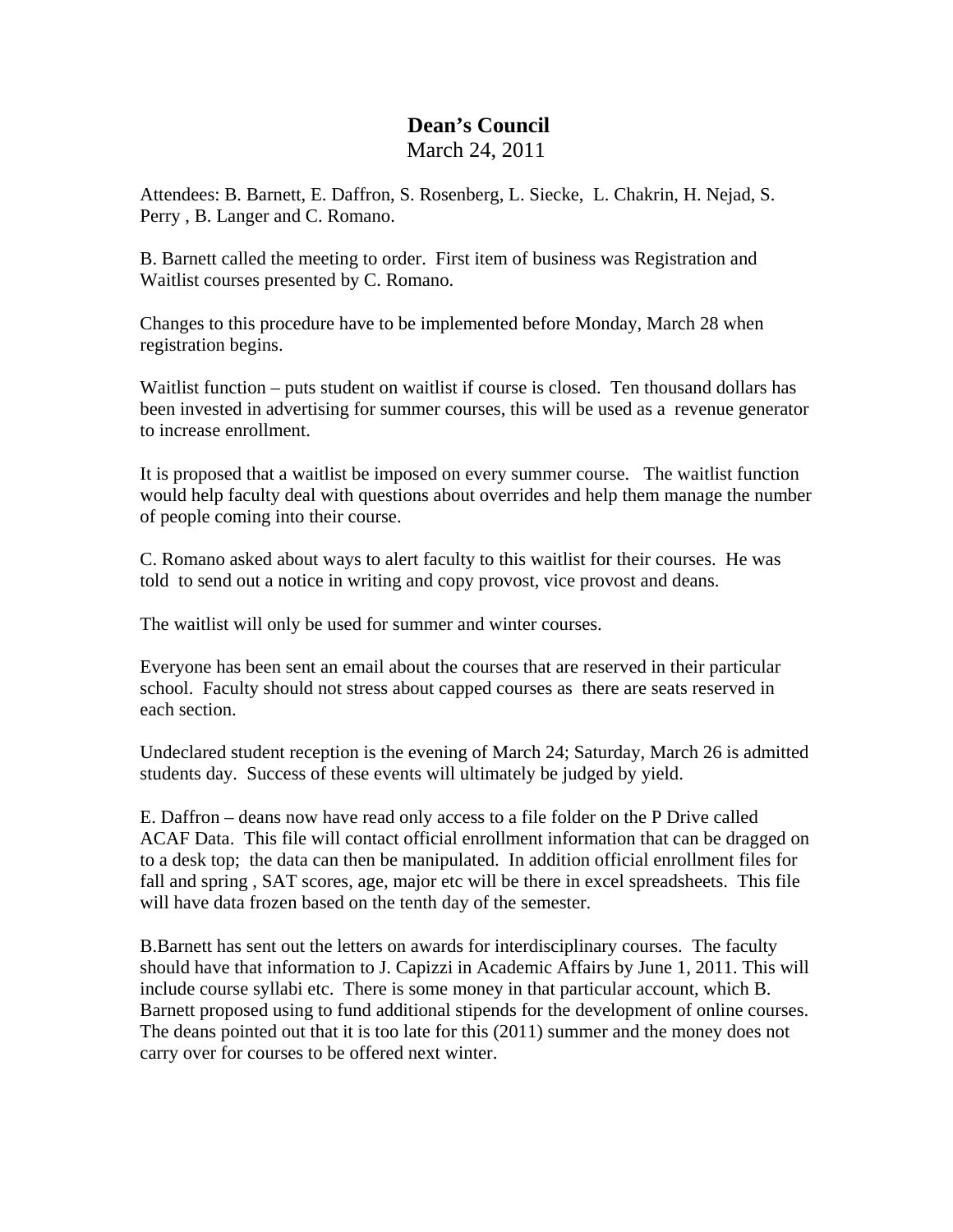# Dean's Council

March 24, 2011

Attendees: B. Barnett, E. Daffron, S. Rosenberg, L. Siecke, L. Chakrin, H. Nejad, S. Perry , B. Langer and C. Romano.

B. Barnett called the meeting to order. First item of business was Registration and Waitlist courses presented by C. Romano.

Changes to this procedure have to be implemented before Monday, March 28 when registration begins.

Waitlist function – puts student on waitlist if course is closed. Ten thousand dollars has been invested in advertising for summer courses, this will be used as a revenue generator to increase enrollment.

It is proposed that a waitlist be imposed on every summer course. The waitlist function would help faculty deal with questions about overrides and help them manage the number of people coming into their course.

C. Romano asked about ways to alert faculty to this waitlist for their courses. He was told to send out a notice in writing and copy provost, vice provost and deans.

The waitlist will only be used for summer and winter courses.

Everyone has been sent an email about the courses that are reserved in their particular school. Faculty should not stress about capped courses as there are seats reserved in each section.

Undeclared student reception is the evening of March 24; Saturday, March 26 is admitted students day. Success of these events will ultimately be judged by yield.

E. Daffron – deans now have read only access to a file folder on the P Drive called ACAF Data. This file will contact official enrollment information that can be dragged on to a desk top; the data can then be manipulated. In addition official enrollment files for fall and spring , SAT scores, age, major etc will be there in excel spreadsheets. This file will have data frozen based on the tenth day of the semester.

B.Barnett has sent out the letters on awards for interdisciplinary courses. The faculty should have that information to J. Capizzi in Academic Affairs by June 1, 2011. This will include course syllabi etc. There is some money in that particular account, which B. Barnett proposed using to fund additional stipends for the development of online courses. The deans pointed out that it is too late for this (2011) summer and the money does not carry over for courses to be offered next winter.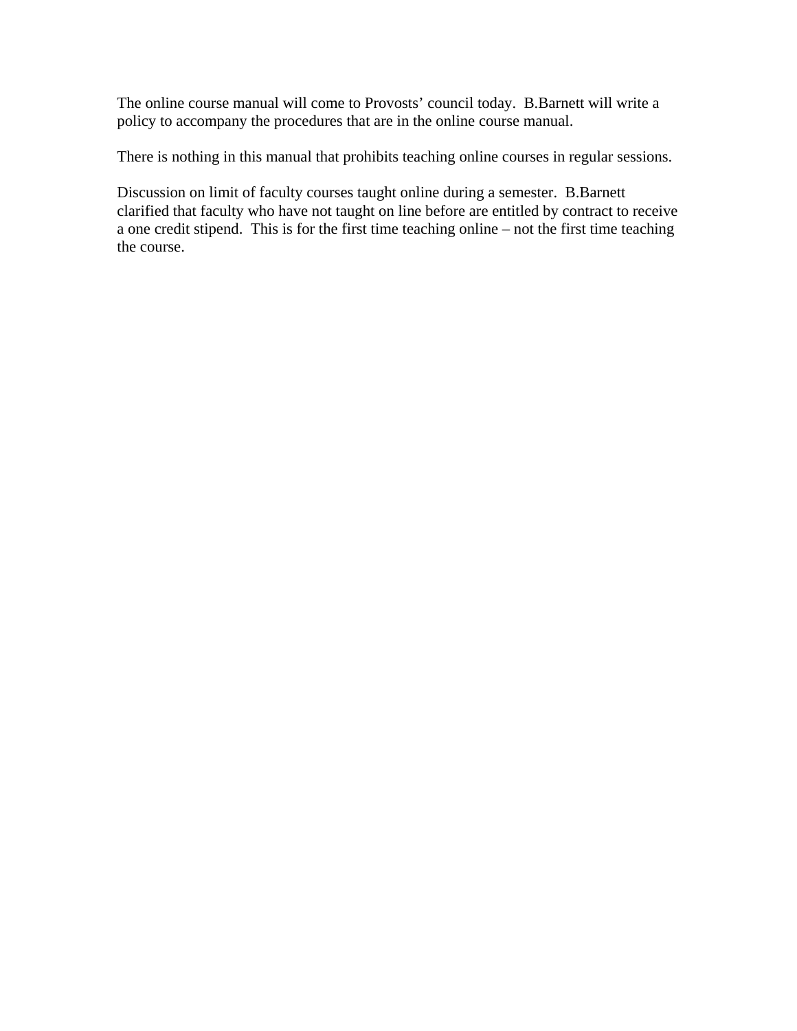The online course manual will come to Provosts' council today. B.Barnett will write a policy to accompany the procedures that are in the online course manual.

There is nothing in this manual that prohibits teaching online courses in regular sessions.

Discussion on limit of faculty courses taught online during a semester. B.Barnett clarified that faculty who have not taught on line before are entitled by contract to receive a one credit stipend. This is for the first time teaching online – not the first time teaching the course.